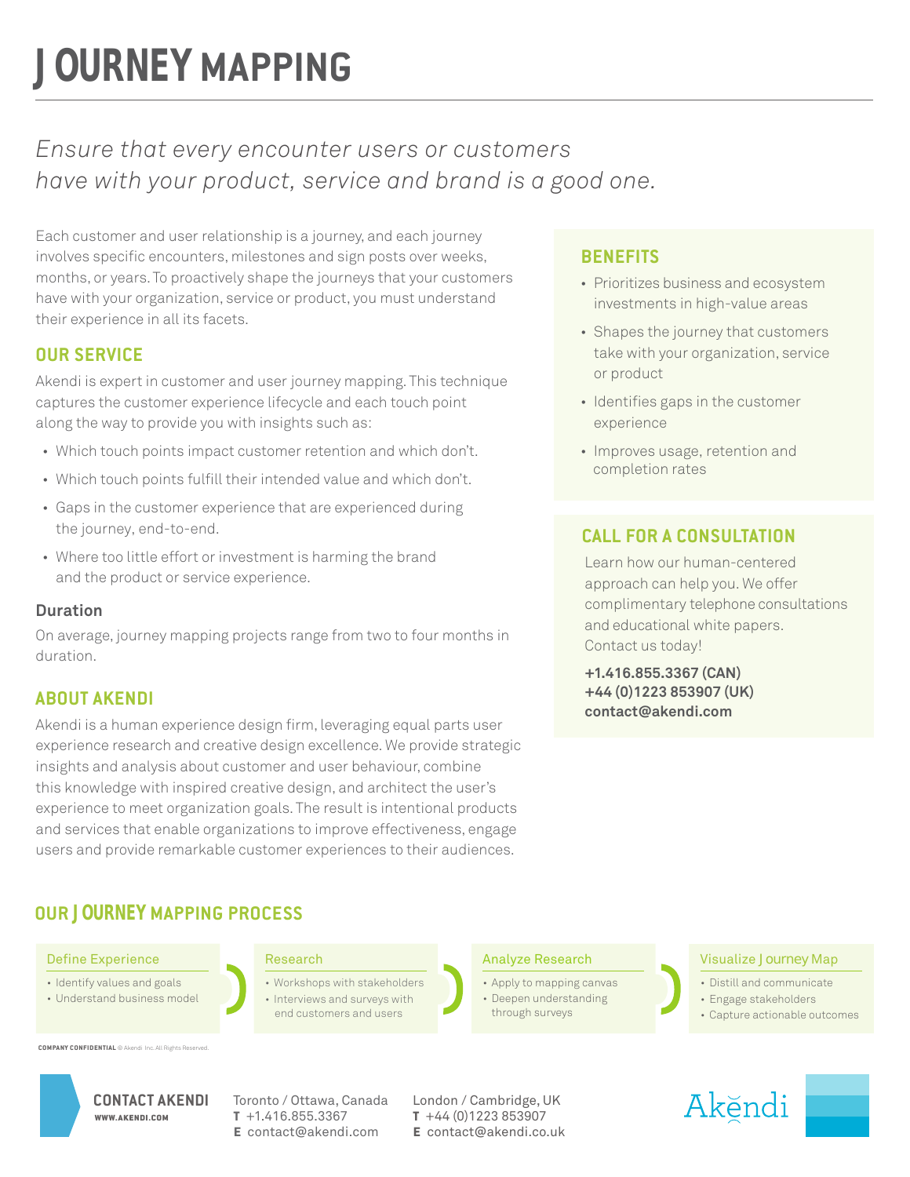# JOURNEY MAPPING

*Ensure that every encounter users or customers have with your product, service and brand is a good one.*

Each customer and user relationship is a journey, and each journey involves specific encounters, milestones and sign posts over weeks, months, or years. To proactively shape the journeys that your customers have with your organization, service or product, you must understand their experience in all its facets.

## OUR SERVICE

Akendi is expert in customer and user journey mapping. This technique captures the customer experience lifecycle and each touch point along the way to provide you with insights such as:

- Which touch points impact customer retention and which don't.
- Which touch points fulfill their intended value and which don't.
- Gaps in the customer experience that are experienced during the journey, end-to-end.
- Where too little effort or investment is harming the brand and the product or service experience.

### Duration

On average, journey mapping projects range from two to four months in duration.

## ABOUT AKENDI

Akendi is a human experience design firm, leveraging equal parts user experience research and creative design excellence. We provide strategic insights and analysis about customer and user behaviour, combine this knowledge with inspired creative design, and architect the user's experience to meet organization goals. The result is intentional products and services that enable organizations to improve effectiveness, engage users and provide remarkable customer experiences to their audiences.

## BENEFITS

- Prioritizes business and ecosystem investments in high-value areas
- Shapes the journey that customers take with your organization, service or product
- Identifies gaps in the customer experience
- Improves usage, retention and completion rates

## CALL FOR A CONSULTATION

Learn how our human-centered approach can help you. We offer complimentary telephone consultations and educational white papers. Contact us today!

**+1.416.855.3367 (CAN)**
**+44 (0)1223 853907 (UK)**
**contact@akendi.com**

## OUR JOURNEY MAPPING PROCESS

**Define Experience**
- Identify values and goals
- Understand business model

**Research**
- Workshops with stakeholders
- Interviews and surveys with end customers and users

**Analyze Research**
- Apply to mapping canvas
- Deepen understanding through surveys

**Visualize Journey Map**
- Distill and communicate
- Engage stakeholders
- Capture actionable outcomes

**COMPANY CONFIDENTIAL** © Akendi Inc. All Rights Reserved.

**CONTACT AKENDI**
**WWW.AKENDI.COM**

Toronto / Ottawa, Canada
**T** +1.416.855.3367
**E** contact@akendi.com

London / Cambridge, UK
**T** +44 (0)1223 853907
**E** contact@akendi.co.uk

Akĕndi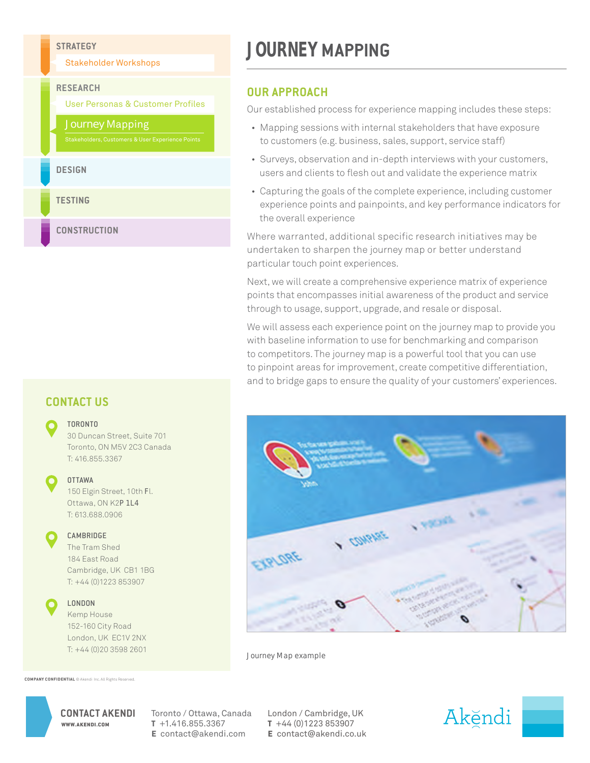**STRATEGY**

Stakeholder Workshops

**RESEARCH**

User Personas & Customer Profiles

Journey Mapping

Stakeholders, Customers & User Experience Points

**DESIGN**

**TESTING**

**CONSTRUCTION**

# JOURNEY MAPPING

## OUR APPROACH

Our established process for experience mapping includes these steps:

- Mapping sessions with internal stakeholders that have exposure to customers (e.g. business, sales, support, service staff)
- Surveys, observation and in-depth interviews with your customers, users and clients to flesh out and validate the experience matrix
- Capturing the goals of the complete experience, including customer experience points and painpoints, and key performance indicators for the overall experience

Where warranted, additional specific research initiatives may be undertaken to sharpen the journey map or better understand particular touch point experiences.

Next, we will create a comprehensive experience matrix of experience points that encompasses initial awareness of the product and service through to usage, support, upgrade, and resale or disposal.

We will assess each experience point on the journey map to provide you with baseline information to use for benchmarking and comparison to competitors. The journey map is a powerful tool that you can use to pinpoint areas for improvement, create competitive differentiation, and to bridge gaps to ensure the quality of your customers' experiences.

Journey Map example

## CONTACT US

**TORONTO**
30 Duncan Street, Suite 701
Toronto, ON M5V 2C3 Canada
T: 416.855.3367

**OTTAWA**
150 Elgin Street, 10th Fl.
Ottawa, ON K2P 1L4
T: 613.688.0906

**CAMBRIDGE**
The Tram Shed
184 East Road
Cambridge, UK CB1 1BG
T: +44 (0)1223 853907

**LONDON**
Kemp House
152-160 City Road
London, UK EC1V 2NX
T: +44 (0)20 3598 2601

**COMPANY CONFIDENTIAL** © Akendi Inc. All Rights Reserved.

**CONTACT AKENDI**
WWW.AKENDI.COM

Toronto / Ottawa, Canada
**T** +1.416.855.3367
**E** contact@akendi.com

London / Cambridge, UK
**T** +44 (0)1223 853907
**E** contact@akendi.co.uk

Akendi